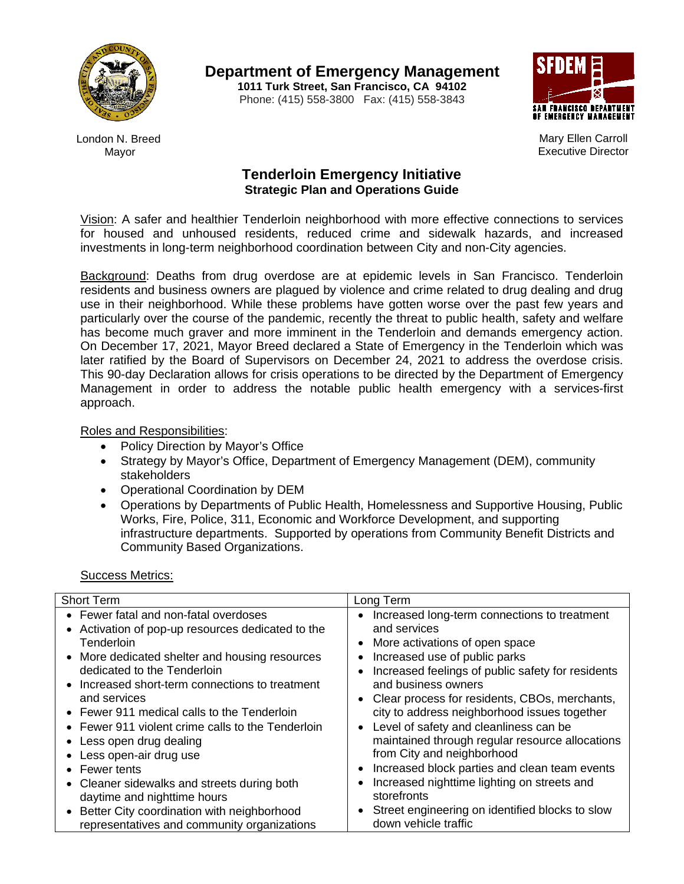# Department of Emergency Management

**1011 Turk Street, San Francisco, CA 94102**
Phone: (415) 558-3800 Fax: (415) 558-3843

London N. Breed
Mayor

Mary Ellen Carroll
Executive Director

## Tenderloin Emergency Initiative

### Strategic Plan and Operations Guide

Vision: A safer and healthier Tenderloin neighborhood with more effective connections to services for housed and unhoused residents, reduced crime and sidewalk hazards, and increased investments in long-term neighborhood coordination between City and non-City agencies.

Background: Deaths from drug overdose are at epidemic levels in San Francisco. Tenderloin residents and business owners are plagued by violence and crime related to drug dealing and drug use in their neighborhood. While these problems have gotten worse over the past few years and particularly over the course of the pandemic, recently the threat to public health, safety and welfare has become much graver and more imminent in the Tenderloin and demands emergency action. On December 17, 2021, Mayor Breed declared a State of Emergency in the Tenderloin which was later ratified by the Board of Supervisors on December 24, 2021 to address the overdose crisis. This 90-day Declaration allows for crisis operations to be directed by the Department of Emergency Management in order to address the notable public health emergency with a services-first approach.

Roles and Responsibilities:

- Policy Direction by Mayor's Office
- Strategy by Mayor's Office, Department of Emergency Management (DEM), community stakeholders
- Operational Coordination by DEM
- Operations by Departments of Public Health, Homelessness and Supportive Housing, Public Works, Fire, Police, 311, Economic and Workforce Development, and supporting infrastructure departments. Supported by operations from Community Benefit Districts and Community Based Organizations.

Success Metrics:

| Short Term | Long Term |
|---|---|
| • Fewer fatal and non-fatal overdoses<br>• Activation of pop-up resources dedicated to the Tenderloin<br>• More dedicated shelter and housing resources dedicated to the Tenderloin<br>• Increased short-term connections to treatment and services<br>• Fewer 911 medical calls to the Tenderloin<br>• Fewer 911 violent crime calls to the Tenderloin<br>• Less open drug dealing<br>• Less open-air drug use<br>• Fewer tents<br>• Cleaner sidewalks and streets during both daytime and nighttime hours<br>• Better City coordination with neighborhood representatives and community organizations | • Increased long-term connections to treatment and services<br>• More activations of open space<br>• Increased use of public parks<br>• Increased feelings of public safety for residents and business owners<br>• Clear process for residents, CBOs, merchants, city to address neighborhood issues together<br>• Level of safety and cleanliness can be maintained through regular resource allocations from City and neighborhood<br>• Increased block parties and clean team events<br>• Increased nighttime lighting on streets and storefronts<br>• Street engineering on identified blocks to slow down vehicle traffic |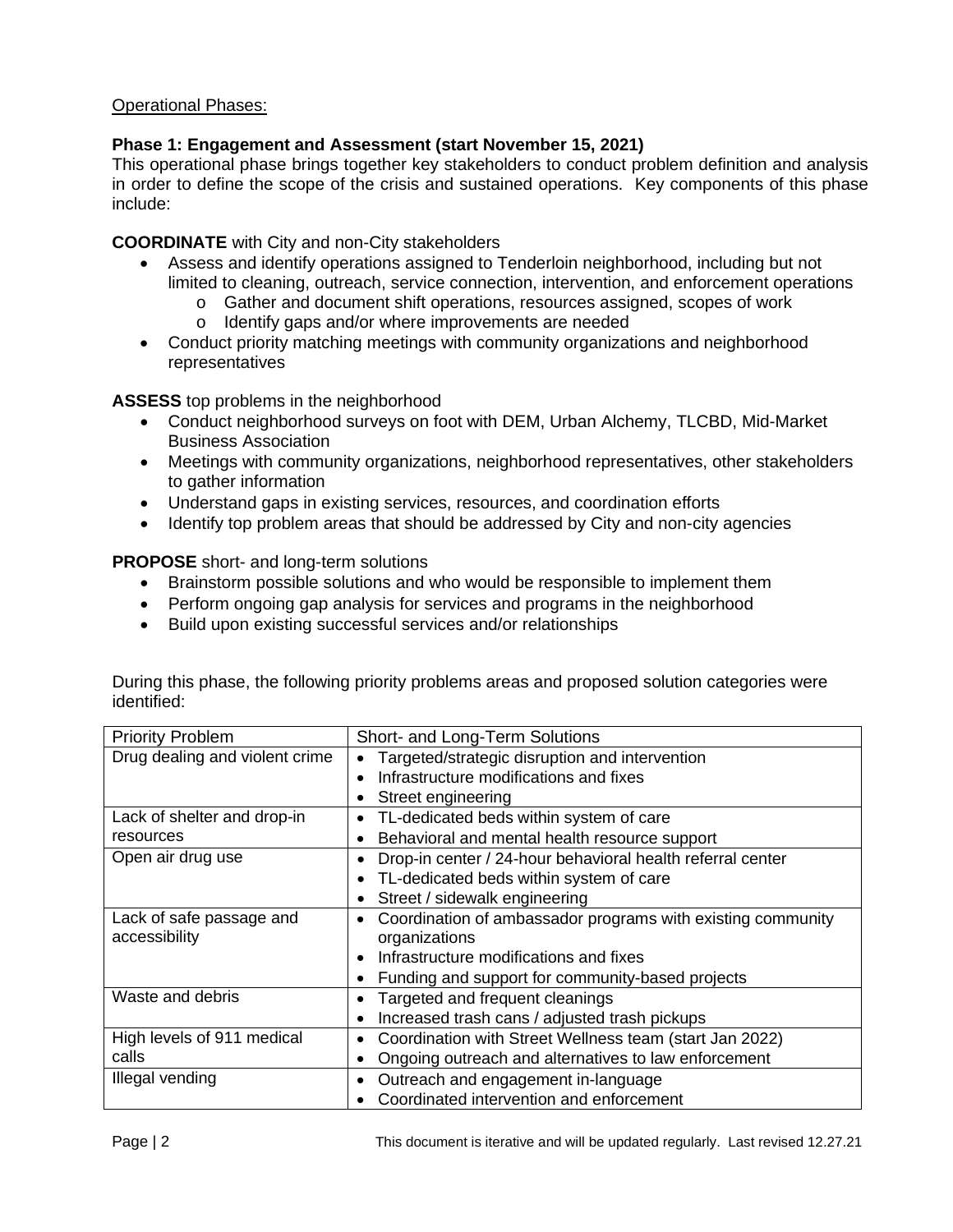Operational Phases:

**Phase 1: Engagement and Assessment (start November 15, 2021)**

This operational phase brings together key stakeholders to conduct problem definition and analysis in order to define the scope of the crisis and sustained operations. Key components of this phase include:

**COORDINATE** with City and non-City stakeholders

- Assess and identify operations assigned to Tenderloin neighborhood, including but not limited to cleaning, outreach, service connection, intervention, and enforcement operations
  - Gather and document shift operations, resources assigned, scopes of work
  - Identify gaps and/or where improvements are needed
- Conduct priority matching meetings with community organizations and neighborhood representatives

**ASSESS** top problems in the neighborhood

- Conduct neighborhood surveys on foot with DEM, Urban Alchemy, TLCBD, Mid-Market Business Association
- Meetings with community organizations, neighborhood representatives, other stakeholders to gather information
- Understand gaps in existing services, resources, and coordination efforts
- Identify top problem areas that should be addressed by City and non-city agencies

**PROPOSE** short- and long-term solutions

- Brainstorm possible solutions and who would be responsible to implement them
- Perform ongoing gap analysis for services and programs in the neighborhood
- Build upon existing successful services and/or relationships

During this phase, the following priority problems areas and proposed solution categories were identified:

| Priority Problem | Short- and Long-Term Solutions |
|---|---|
| Drug dealing and violent crime | • Targeted/strategic disruption and intervention<br>• Infrastructure modifications and fixes<br>• Street engineering |
| Lack of shelter and drop-in resources | • TL-dedicated beds within system of care<br>• Behavioral and mental health resource support |
| Open air drug use | • Drop-in center / 24-hour behavioral health referral center<br>• TL-dedicated beds within system of care<br>• Street / sidewalk engineering |
| Lack of safe passage and accessibility | • Coordination of ambassador programs with existing community organizations<br>• Infrastructure modifications and fixes<br>• Funding and support for community-based projects |
| Waste and debris | • Targeted and frequent cleanings<br>• Increased trash cans / adjusted trash pickups |
| High levels of 911 medical calls | • Coordination with Street Wellness team (start Jan 2022)<br>• Ongoing outreach and alternatives to law enforcement |
| Illegal vending | • Outreach and engagement in-language<br>• Coordinated intervention and enforcement |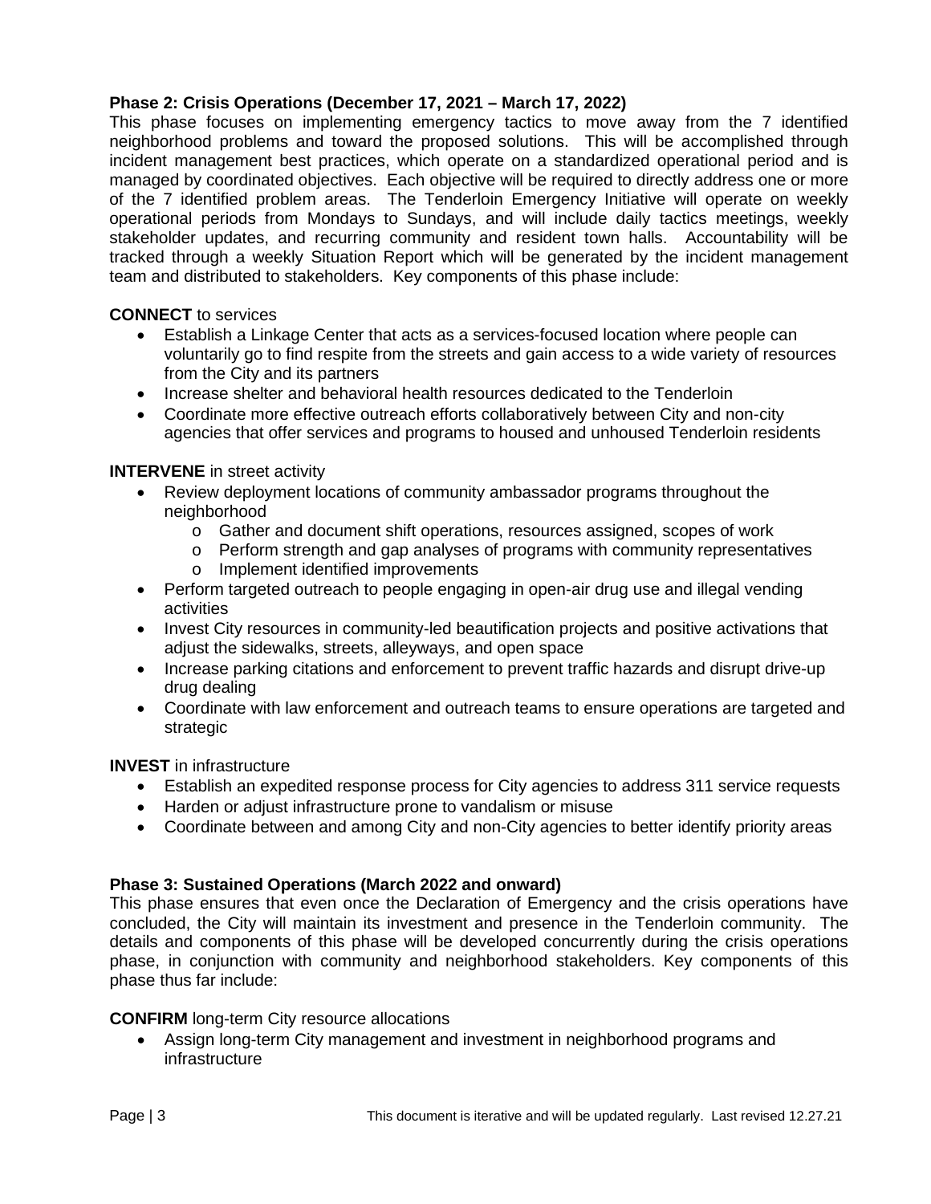**Phase 2: Crisis Operations (December 17, 2021 – March 17, 2022)**

This phase focuses on implementing emergency tactics to move away from the 7 identified neighborhood problems and toward the proposed solutions. This will be accomplished through incident management best practices, which operate on a standardized operational period and is managed by coordinated objectives. Each objective will be required to directly address one or more of the 7 identified problem areas. The Tenderloin Emergency Initiative will operate on weekly operational periods from Mondays to Sundays, and will include daily tactics meetings, weekly stakeholder updates, and recurring community and resident town halls. Accountability will be tracked through a weekly Situation Report which will be generated by the incident management team and distributed to stakeholders. Key components of this phase include:

**CONNECT** to services

- Establish a Linkage Center that acts as a services-focused location where people can voluntarily go to find respite from the streets and gain access to a wide variety of resources from the City and its partners
- Increase shelter and behavioral health resources dedicated to the Tenderloin
- Coordinate more effective outreach efforts collaboratively between City and non-city agencies that offer services and programs to housed and unhoused Tenderloin residents

**INTERVENE** in street activity

- Review deployment locations of community ambassador programs throughout the neighborhood
  - Gather and document shift operations, resources assigned, scopes of work
  - Perform strength and gap analyses of programs with community representatives
  - Implement identified improvements
- Perform targeted outreach to people engaging in open-air drug use and illegal vending activities
- Invest City resources in community-led beautification projects and positive activations that adjust the sidewalks, streets, alleyways, and open space
- Increase parking citations and enforcement to prevent traffic hazards and disrupt drive-up drug dealing
- Coordinate with law enforcement and outreach teams to ensure operations are targeted and strategic

**INVEST** in infrastructure

- Establish an expedited response process for City agencies to address 311 service requests
- Harden or adjust infrastructure prone to vandalism or misuse
- Coordinate between and among City and non-City agencies to better identify priority areas

**Phase 3: Sustained Operations (March 2022 and onward)**

This phase ensures that even once the Declaration of Emergency and the crisis operations have concluded, the City will maintain its investment and presence in the Tenderloin community. The details and components of this phase will be developed concurrently during the crisis operations phase, in conjunction with community and neighborhood stakeholders. Key components of this phase thus far include:

**CONFIRM** long-term City resource allocations

- Assign long-term City management and investment in neighborhood programs and infrastructure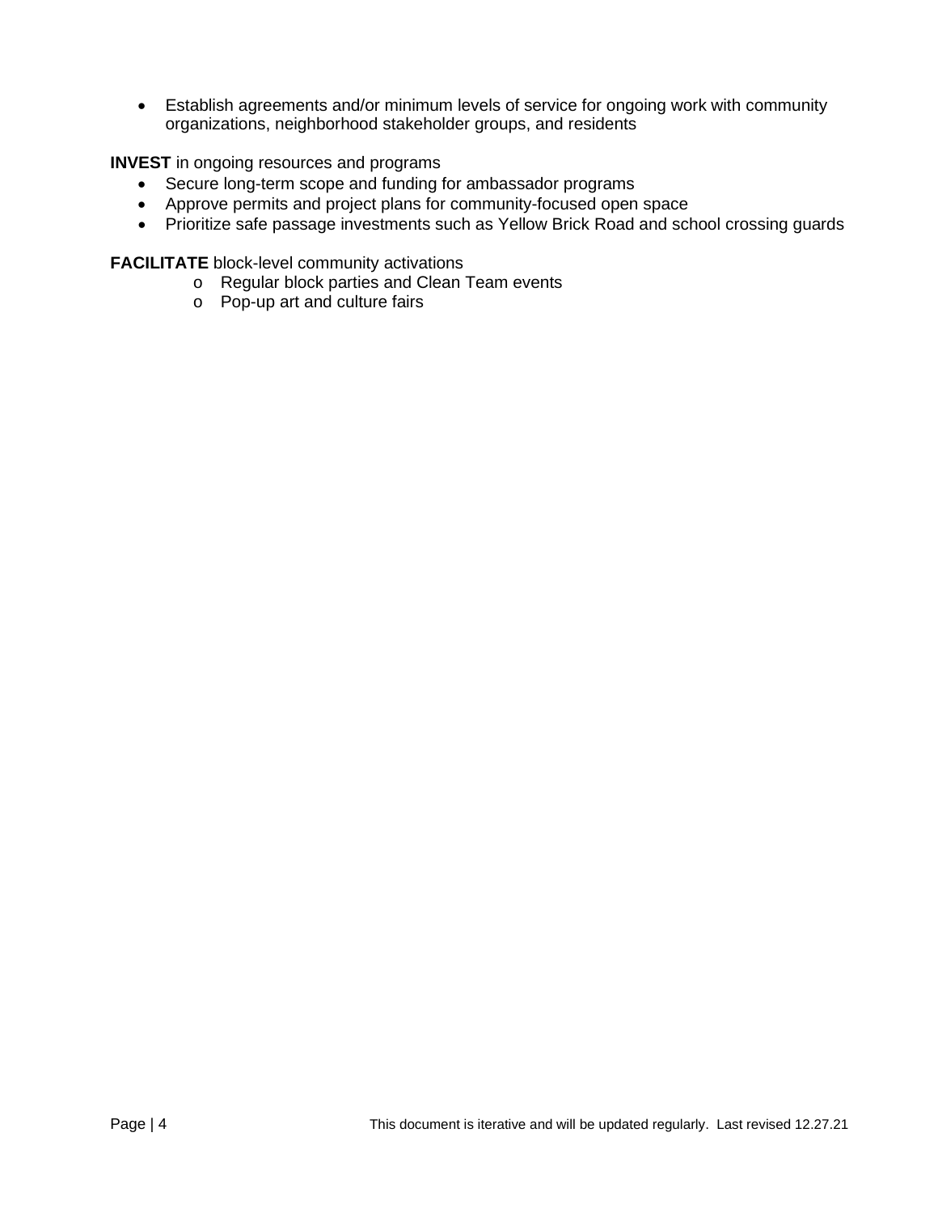- Establish agreements and/or minimum levels of service for ongoing work with community organizations, neighborhood stakeholder groups, and residents

**INVEST** in ongoing resources and programs

- Secure long-term scope and funding for ambassador programs
- Approve permits and project plans for community-focused open space
- Prioritize safe passage investments such as Yellow Brick Road and school crossing guards

**FACILITATE** block-level community activations

- Regular block parties and Clean Team events
- Pop-up art and culture fairs